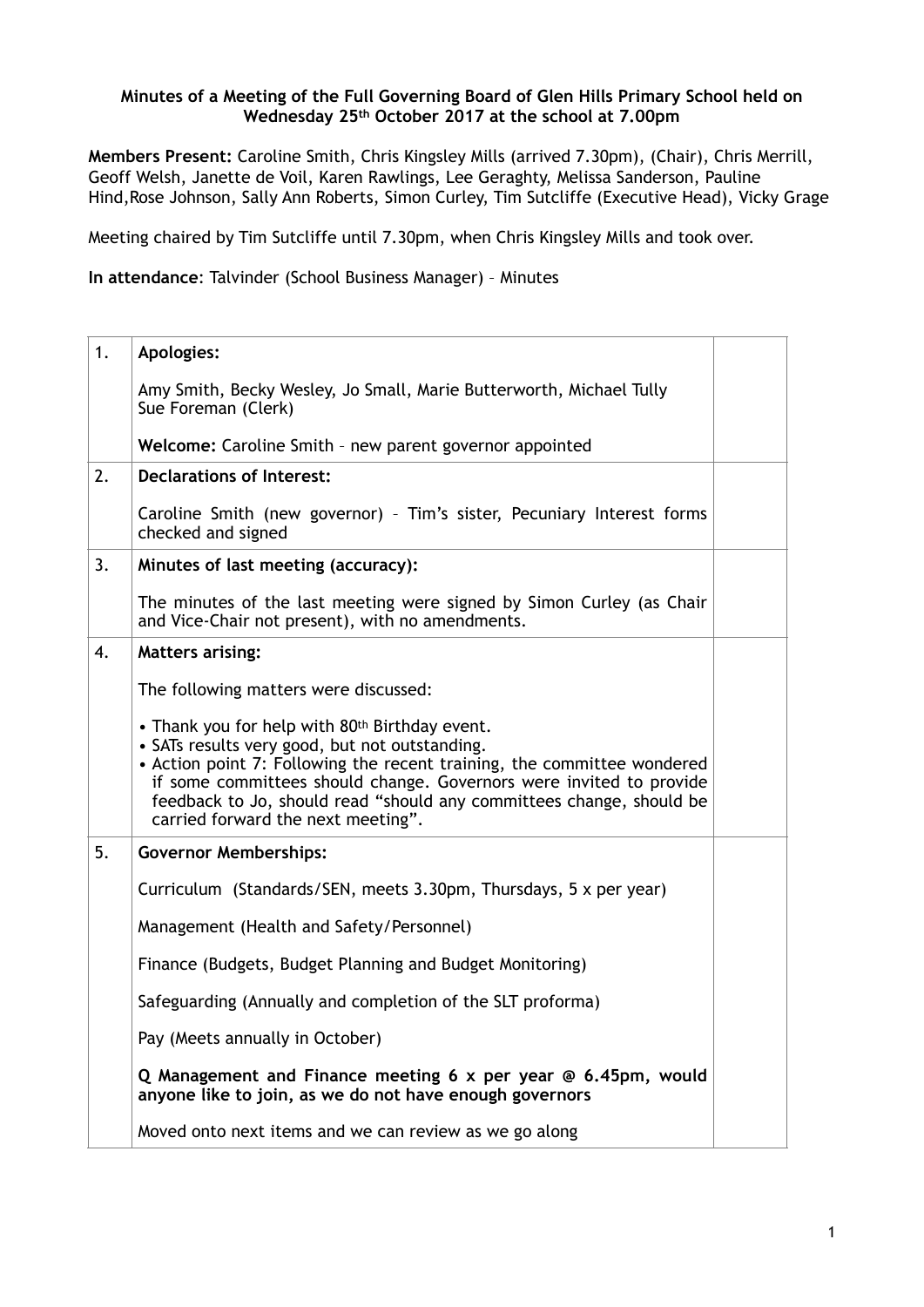**Minutes of a Meeting of the Full Governing Board of Glen Hills Primary School held on Wednesday 25th October 2017 at the school at 7.00pm**

**Members Present:** Caroline Smith, Chris Kingsley Mills (arrived 7.30pm), (Chair), Chris Merrill, Geoff Welsh, Janette de Voil, Karen Rawlings, Lee Geraghty, Melissa Sanderson, Pauline Hind,Rose Johnson, Sally Ann Roberts, Simon Curley, Tim Sutcliffe (Executive Head), Vicky Grage

Meeting chaired by Tim Sutcliffe until 7.30pm, when Chris Kingsley Mills and took over.

**In attendance**: Talvinder (School Business Manager) – Minutes

| | | |
|---|---|---|
| 1. | **Apologies:**<br><br>Amy Smith, Becky Wesley, Jo Small, Marie Butterworth, Michael Tully<br>Sue Foreman (Clerk)<br><br>**Welcome:** Caroline Smith – new parent governor appointed | |
| 2. | **Declarations of Interest:**<br><br>Caroline Smith (new governor) – Tim's sister, Pecuniary Interest forms checked and signed | |
| 3. | **Minutes of last meeting (accuracy):**<br><br>The minutes of the last meeting were signed by Simon Curley (as Chair and Vice-Chair not present), with no amendments. | |
| 4. | **Matters arising:**<br><br>The following matters were discussed:<br><br>• Thank you for help with 80th Birthday event.<br>• SATs results very good, but not outstanding.<br>• Action point 7: Following the recent training, the committee wondered if some committees should change. Governors were invited to provide feedback to Jo, should read "should any committees change, should be carried forward the next meeting". | |
| 5. | **Governor Memberships:**<br><br>Curriculum (Standards/SEN, meets 3.30pm, Thursdays, 5 x per year)<br><br>Management (Health and Safety/Personnel)<br><br>Finance (Budgets, Budget Planning and Budget Monitoring)<br><br>Safeguarding (Annually and completion of the SLT proforma)<br><br>Pay (Meets annually in October)<br><br>**Q Management and Finance meeting 6 x per year @ 6.45pm, would anyone like to join, as we do not have enough governors**<br><br>Moved onto next items and we can review as we go along | |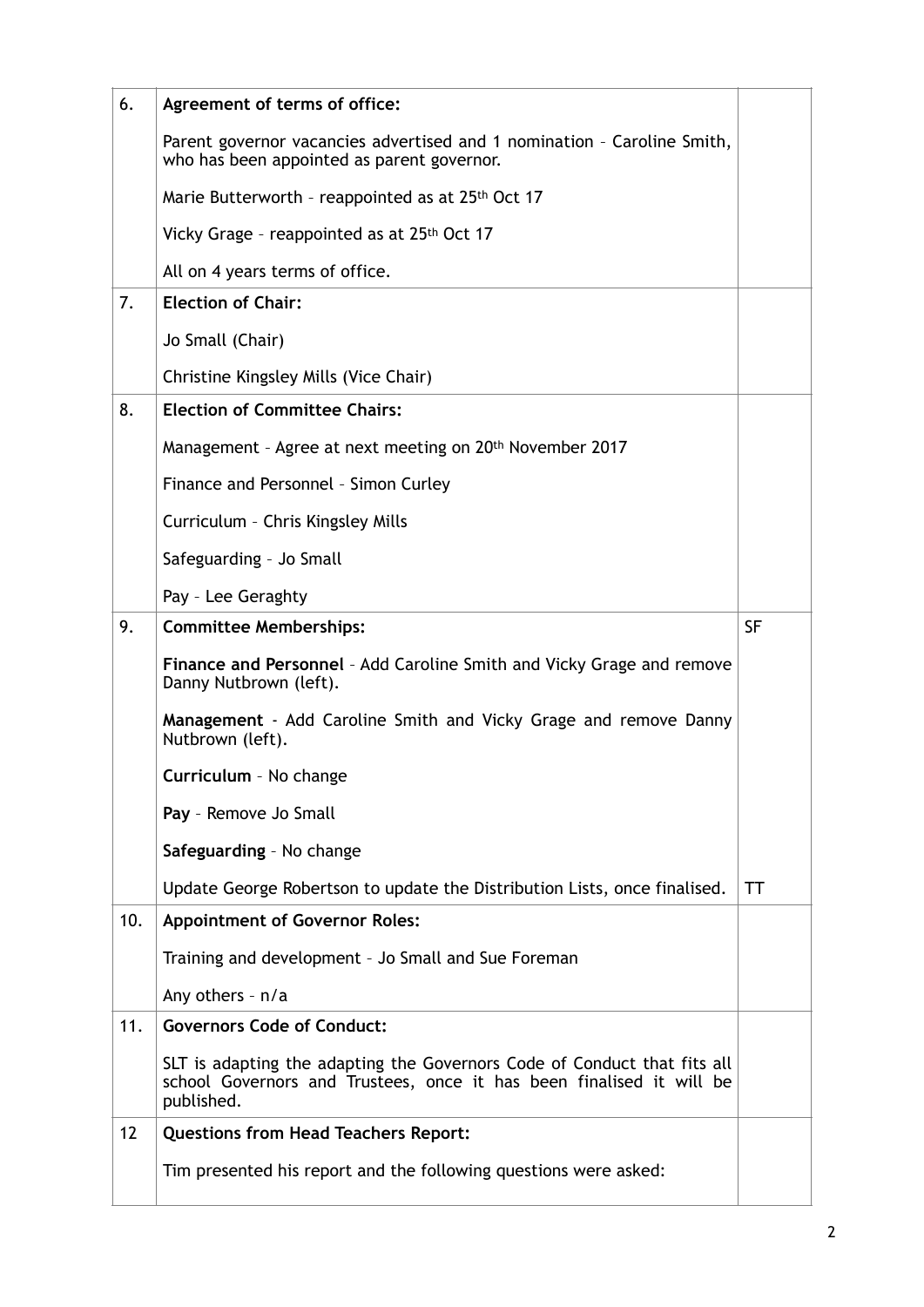| | | |
|---|---|---|
| 6. | **Agreement of terms of office:**<br><br>Parent governor vacancies advertised and 1 nomination – Caroline Smith, who has been appointed as parent governor.<br><br>Marie Butterworth – reappointed as at 25th Oct 17<br><br>Vicky Grage – reappointed as at 25th Oct 17<br><br>All on 4 years terms of office. | |
| 7. | **Election of Chair:**<br><br>Jo Small (Chair)<br><br>Christine Kingsley Mills (Vice Chair) | |
| 8. | **Election of Committee Chairs:**<br><br>Management – Agree at next meeting on 20th November 2017<br><br>Finance and Personnel – Simon Curley<br><br>Curriculum – Chris Kingsley Mills<br><br>Safeguarding – Jo Small<br><br>Pay – Lee Geraghty | |
| 9. | **Committee Memberships:**<br><br>**Finance and Personnel** – Add Caroline Smith and Vicky Grage and remove Danny Nutbrown (left).<br><br>**Management** - Add Caroline Smith and Vicky Grage and remove Danny Nutbrown (left).<br><br>**Curriculum** – No change<br><br>**Pay** – Remove Jo Small<br><br>**Safeguarding** – No change<br><br>Update George Robertson to update the Distribution Lists, once finalised. | SF<br><br><br><br><br><br><br><br><br><br><br><br><br><br>TT |
| 10. | **Appointment of Governor Roles:**<br><br>Training and development – Jo Small and Sue Foreman<br><br>Any others – n/a | |
| 11. | **Governors Code of Conduct:**<br><br>SLT is adapting the adapting the Governors Code of Conduct that fits all school Governors and Trustees, once it has been finalised it will be published. | |
| 12 | **Questions from Head Teachers Report:**<br><br>Tim presented his report and the following questions were asked: | |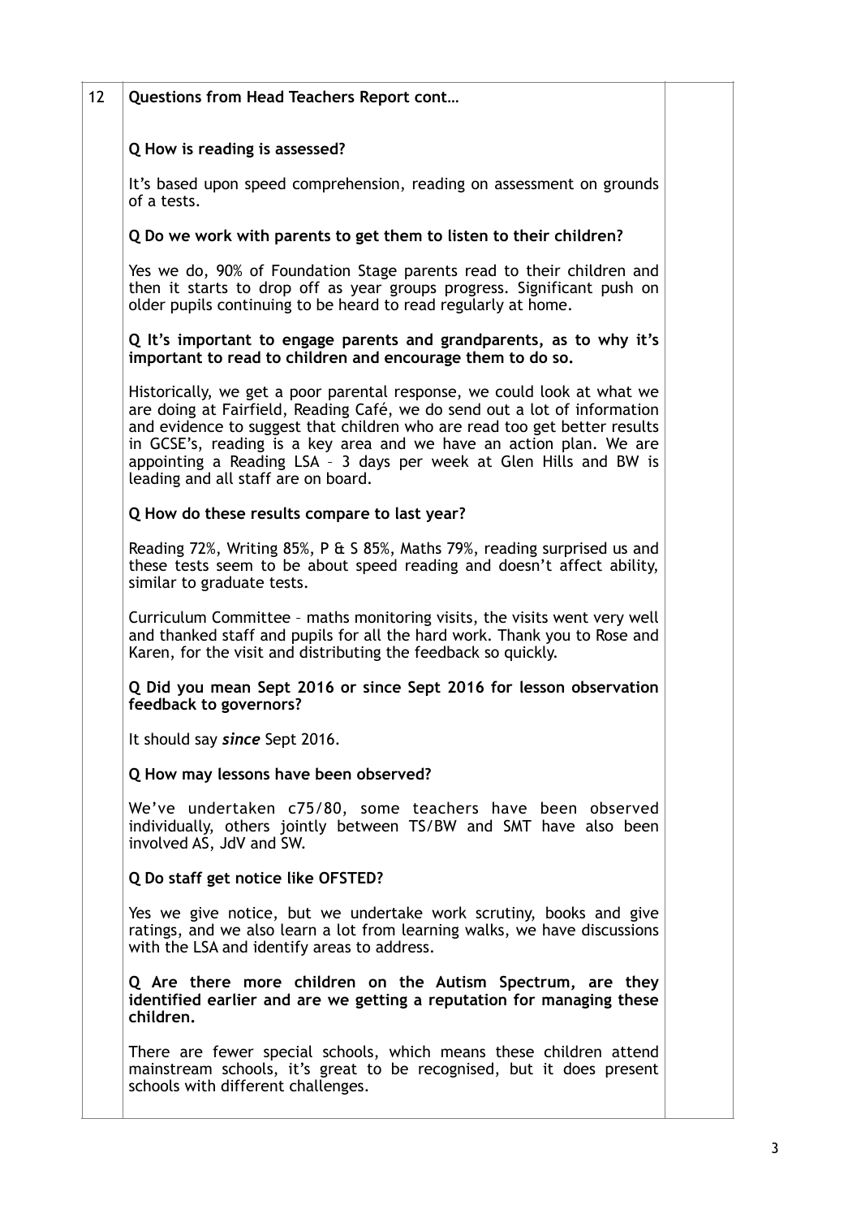| | | |
|---|---|---|
| 12 | **Questions from Head Teachers Report cont…**<br><br>**Q How is reading is assessed?**<br><br>It's based upon speed comprehension, reading on assessment on grounds of a tests.<br><br>**Q Do we work with parents to get them to listen to their children?**<br><br>Yes we do, 90% of Foundation Stage parents read to their children and then it starts to drop off as year groups progress. Significant push on older pupils continuing to be heard to read regularly at home.<br><br>**Q It's important to engage parents and grandparents, as to why it's important to read to children and encourage them to do so.**<br><br>Historically, we get a poor parental response, we could look at what we are doing at Fairfield, Reading Café, we do send out a lot of information and evidence to suggest that children who are read too get better results in GCSE's, reading is a key area and we have an action plan. We are appointing a Reading LSA – 3 days per week at Glen Hills and BW is leading and all staff are on board.<br><br>**Q How do these results compare to last year?**<br><br>Reading 72%, Writing 85%, P & S 85%, Maths 79%, reading surprised us and these tests seem to be about speed reading and doesn't affect ability, similar to graduate tests.<br><br>Curriculum Committee – maths monitoring visits, the visits went very well and thanked staff and pupils for all the hard work. Thank you to Rose and Karen, for the visit and distributing the feedback so quickly.<br><br>**Q Did you mean Sept 2016 or since Sept 2016 for lesson observation feedback to governors?**<br><br>It should say ***since*** Sept 2016.<br><br>**Q How may lessons have been observed?**<br><br>We've undertaken c75/80, some teachers have been observed individually, others jointly between TS/BW and SMT have also been involved AS, JdV and SW.<br><br>**Q Do staff get notice like OFSTED?**<br><br>Yes we give notice, but we undertake work scrutiny, books and give ratings, and we also learn a lot from learning walks, we have discussions with the LSA and identify areas to address.<br><br>**Q Are there more children on the Autism Spectrum, are they identified earlier and are we getting a reputation for managing these children.**<br><br>There are fewer special schools, which means these children attend mainstream schools, it's great to be recognised, but it does present schools with different challenges. | |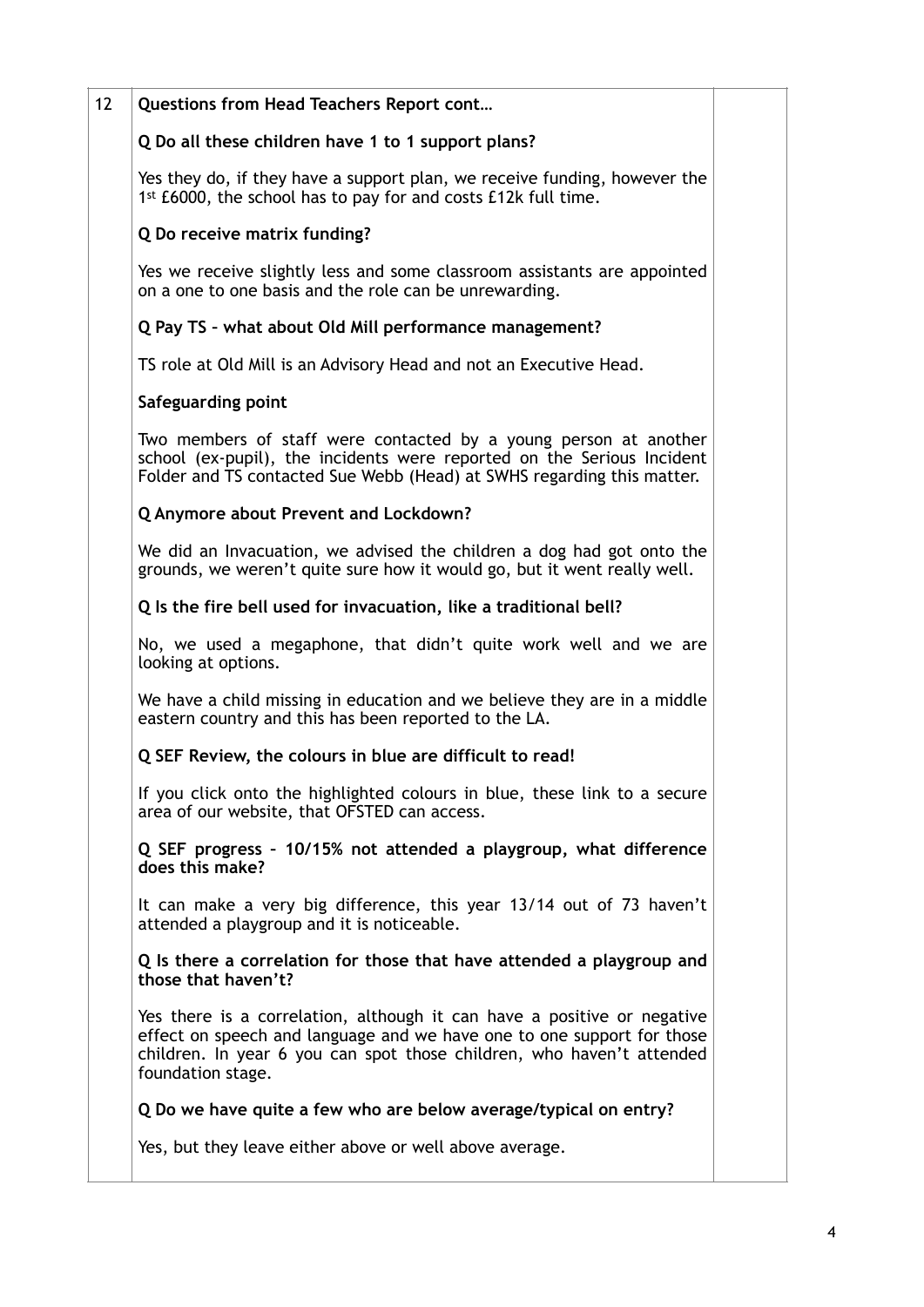| 12 | **Questions from Head Teachers Report cont…**<br><br>**Q Do all these children have 1 to 1 support plans?**<br><br>Yes they do, if they have a support plan, we receive funding, however the 1st £6000, the school has to pay for and costs £12k full time.<br><br>**Q Do receive matrix funding?**<br><br>Yes we receive slightly less and some classroom assistants are appointed on a one to one basis and the role can be unrewarding.<br><br>**Q Pay TS – what about Old Mill performance management?**<br><br>TS role at Old Mill is an Advisory Head and not an Executive Head.<br><br>**Safeguarding point**<br><br>Two members of staff were contacted by a young person at another school (ex-pupil), the incidents were reported on the Serious Incident Folder and TS contacted Sue Webb (Head) at SWHS regarding this matter.<br><br>**Q Anymore about Prevent and Lockdown?**<br><br>We did an Invacuation, we advised the children a dog had got onto the grounds, we weren't quite sure how it would go, but it went really well.<br><br>**Q Is the fire bell used for invacuation, like a traditional bell?**<br><br>No, we used a megaphone, that didn't quite work well and we are looking at options.<br><br>We have a child missing in education and we believe they are in a middle eastern country and this has been reported to the LA.<br><br>**Q SEF Review, the colours in blue are difficult to read!**<br><br>If you click onto the highlighted colours in blue, these link to a secure area of our website, that OFSTED can access.<br><br>**Q SEF progress – 10/15% not attended a playgroup, what difference does this make?**<br><br>It can make a very big difference, this year 13/14 out of 73 haven't attended a playgroup and it is noticeable.<br><br>**Q Is there a correlation for those that have attended a playgroup and those that haven't?**<br><br>Yes there is a correlation, although it can have a positive or negative effect on speech and language and we have one to one support for those children. In year 6 you can spot those children, who haven't attended foundation stage.<br><br>**Q Do we have quite a few who are below average/typical on entry?**<br><br>Yes, but they leave either above or well above average. | |
|---|---|---|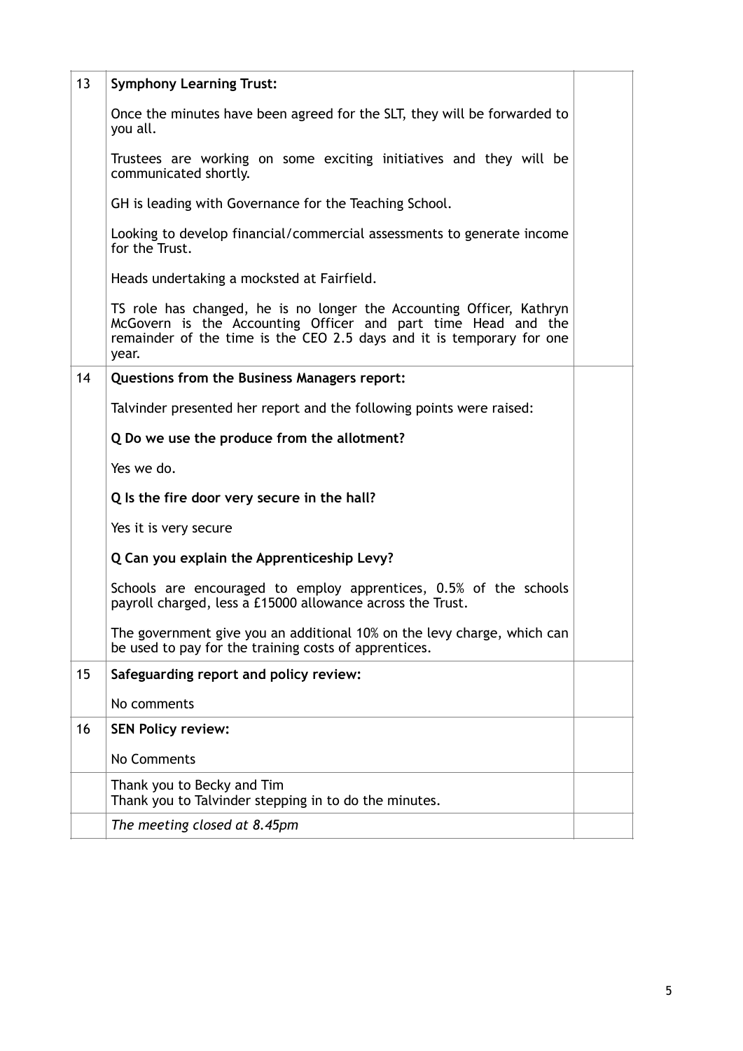| | | |
|---|---|---|
| 13 | **Symphony Learning Trust:**<br><br>Once the minutes have been agreed for the SLT, they will be forwarded to you all.<br><br>Trustees are working on some exciting initiatives and they will be communicated shortly.<br><br>GH is leading with Governance for the Teaching School.<br><br>Looking to develop financial/commercial assessments to generate income for the Trust.<br><br>Heads undertaking a mocksted at Fairfield.<br><br>TS role has changed, he is no longer the Accounting Officer, Kathryn McGovern is the Accounting Officer and part time Head and the remainder of the time is the CEO 2.5 days and it is temporary for one year. | |
| 14 | **Questions from the Business Managers report:**<br><br>Talvinder presented her report and the following points were raised:<br><br>**Q Do we use the produce from the allotment?**<br><br>Yes we do.<br><br>**Q Is the fire door very secure in the hall?**<br><br>Yes it is very secure<br><br>**Q Can you explain the Apprenticeship Levy?**<br><br>Schools are encouraged to employ apprentices, 0.5% of the schools payroll charged, less a £15000 allowance across the Trust.<br><br>The government give you an additional 10% on the levy charge, which can be used to pay for the training costs of apprentices. | |
| 15 | **Safeguarding report and policy review:**<br><br>No comments | |
| 16 | **SEN Policy review:**<br><br>No Comments | |
| | Thank you to Becky and Tim<br>Thank you to Talvinder stepping in to do the minutes. | |
| | *The meeting closed at 8.45pm* | |